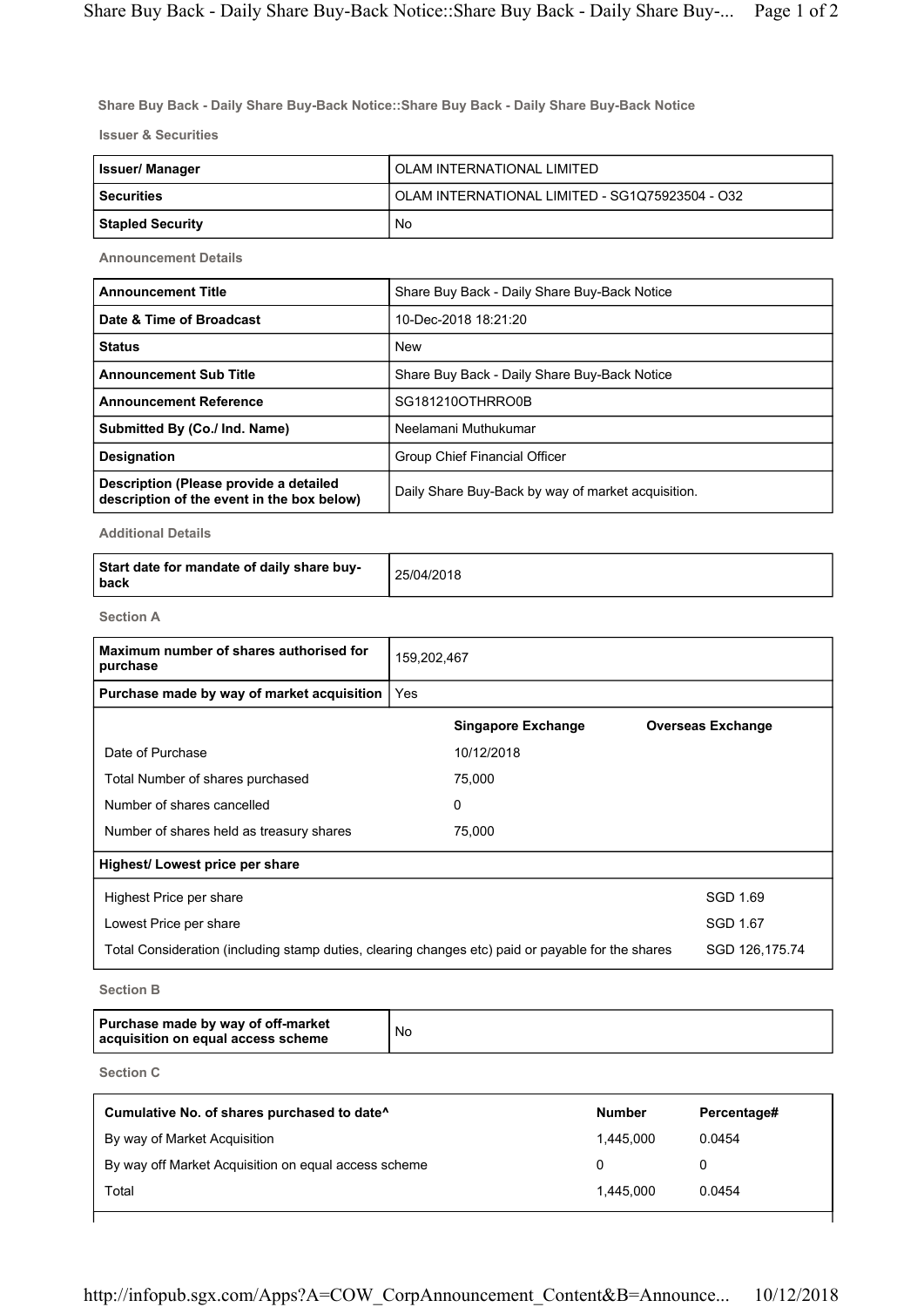## Share Buy Back - Daily Share Buy-Back Notice::Share Buy Back - Daily Share Buy-Back Notice

### Issuer & Securities

| Issuer/ Manager | OLAM INTERNATIONAL LIMITED |
|---|---|
| Securities | OLAM INTERNATIONAL LIMITED - SG1Q75923504 - O32 |
| Stapled Security | No |

### Announcement Details

| Announcement Title | Share Buy Back - Daily Share Buy-Back Notice |
|---|---|
| Date & Time of Broadcast | 10-Dec-2018 18:21:20 |
| Status | New |
| Announcement Sub Title | Share Buy Back - Daily Share Buy-Back Notice |
| Announcement Reference | SG181210OTHRRO0B |
| Submitted By (Co./ Ind. Name) | Neelamani Muthukumar |
| Designation | Group Chief Financial Officer |
| Description (Please provide a detailed description of the event in the box below) | Daily Share Buy-Back by way of market acquisition. |

### Additional Details

| Start date for mandate of daily share buy-back | 25/04/2018 |
|---|---|

### Section A

| Maximum number of shares authorised for purchase | 159,202,467 | |
|---|---|---|
| Purchase made by way of market acquisition | Yes | |
| | **Singapore Exchange** | **Overseas Exchange** |
| Date of Purchase | 10/12/2018 | |
| Total Number of shares purchased | 75,000 | |
| Number of shares cancelled | 0 | |
| Number of shares held as treasury shares | 75,000 | |

| Highest/ Lowest price per share | |
|---|---|
| Highest Price per share | SGD 1.69 |
| Lowest Price per share | SGD 1.67 |
| Total Consideration (including stamp duties, clearing changes etc) paid or payable for the shares | SGD 126,175.74 |

### Section B

| Purchase made by way of off-market acquisition on equal access scheme | No |
|---|---|

### Section C

| Cumulative No. of shares purchased to date^ | Number | Percentage# |
|---|---|---|
| By way of Market Acquisition | 1,445,000 | 0.0454 |
| By way off Market Acquisition on equal access scheme | 0 | 0 |
| Total | 1,445,000 | 0.0454 |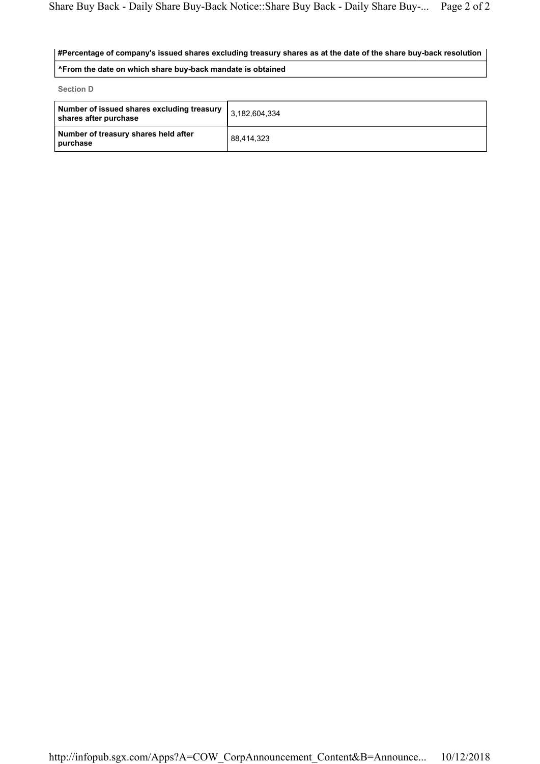| |
|---|
| #Percentage of company's issued shares excluding treasury shares as at the date of the share buy-back resolution |
| ^From the date on which share buy-back mandate is obtained |

Section D

| | |
|---|---|
| Number of issued shares excluding treasury shares after purchase | 3,182,604,334 |
| Number of treasury shares held after purchase | 88,414,323 |